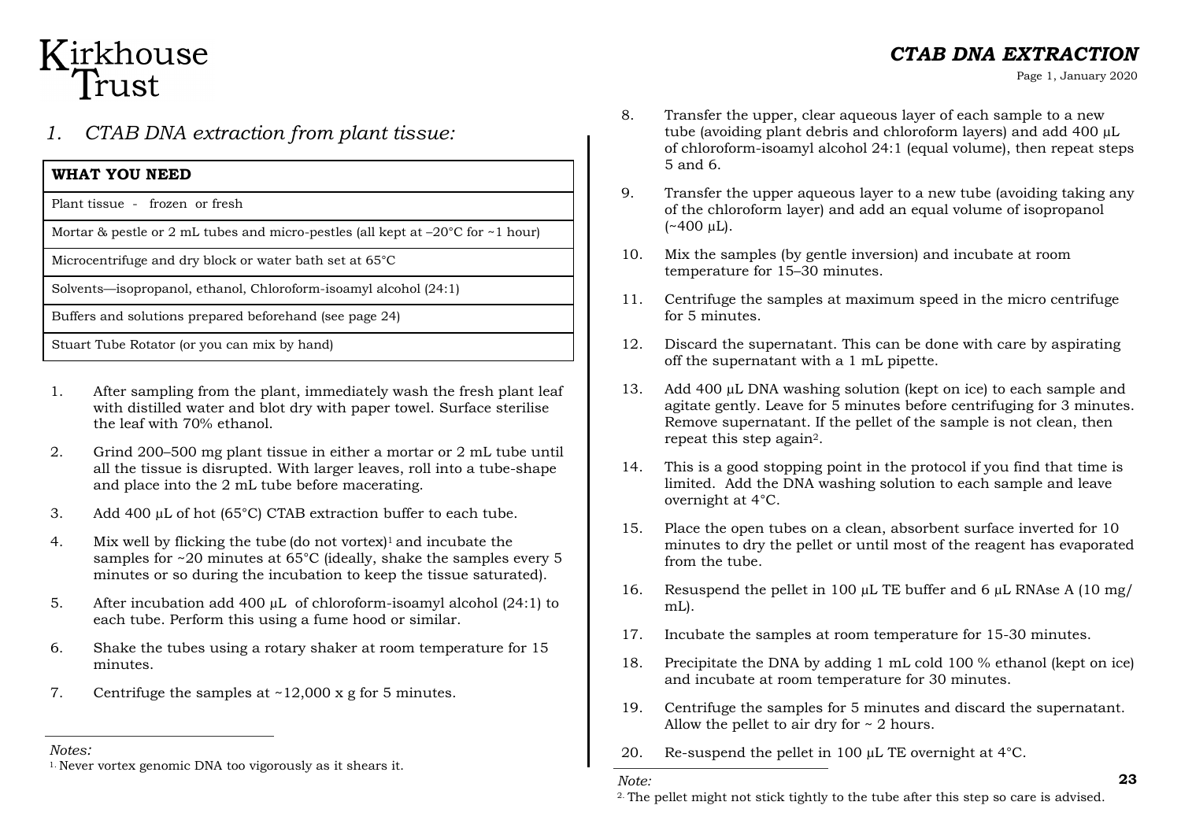Kirkhouse Trust

# CTAB DNA EXTRACTION

## 1. CTAB DNA extraction from plant tissue:

| WHAT YOU NEED |
|---|
| Plant tissue - frozen or fresh |
| Mortar & pestle or 2 mL tubes and micro-pestles (all kept at –20°C for ~1 hour) |
| Microcentrifuge and dry block or water bath set at 65°C |
| Solvents—isopropanol, ethanol, Chloroform-isoamyl alcohol (24:1) |
| Buffers and solutions prepared beforehand (see page 24) |
| Stuart Tube Rotator (or you can mix by hand) |

1. After sampling from the plant, immediately wash the fresh plant leaf with distilled water and blot dry with paper towel. Surface sterilise the leaf with 70% ethanol.
2. Grind 200–500 mg plant tissue in either a mortar or 2 mL tube until all the tissue is disrupted. With larger leaves, roll into a tube-shape and place into the 2 mL tube before macerating.
3. Add 400 µL of hot (65°C) CTAB extraction buffer to each tube.
4. Mix well by flicking the tube (do not vortex)[1] and incubate the samples for ~20 minutes at 65°C (ideally, shake the samples every 5 minutes or so during the incubation to keep the tissue saturated).
5. After incubation add 400 µL of chloroform-isoamyl alcohol (24:1) to each tube. Perform this using a fume hood or similar.
6. Shake the tubes using a rotary shaker at room temperature for 15 minutes.
7. Centrifuge the samples at ~12,000 x g for 5 minutes.
8. Transfer the upper, clear aqueous layer of each sample to a new tube (avoiding plant debris and chloroform layers) and add 400 µL of chloroform-isoamyl alcohol 24:1 (equal volume), then repeat steps 5 and 6.
9. Transfer the upper aqueous layer to a new tube (avoiding taking any of the chloroform layer) and add an equal volume of isopropanol (~400 µL).
10. Mix the samples (by gentle inversion) and incubate at room temperature for 15–30 minutes.
11. Centrifuge the samples at maximum speed in the micro centrifuge for 5 minutes.
12. Discard the supernatant. This can be done with care by aspirating off the supernatant with a 1 mL pipette.
13. Add 400 µL DNA washing solution (kept on ice) to each sample and agitate gently. Leave for 5 minutes before centrifuging for 3 minutes. Remove supernatant. If the pellet of the sample is not clean, then repeat this step again[2].
14. This is a good stopping point in the protocol if you find that time is limited. Add the DNA washing solution to each sample and leave overnight at 4°C.
15. Place the open tubes on a clean, absorbent surface inverted for 10 minutes to dry the pellet or until most of the reagent has evaporated from the tube.
16. Resuspend the pellet in 100 µL TE buffer and 6 µL RNAse A (10 mg/mL).
17. Incubate the samples at room temperature for 15-30 minutes.
18. Precipitate the DNA by adding 1 mL cold 100 % ethanol (kept on ice) and incubate at room temperature for 30 minutes.
19. Centrifuge the samples for 5 minutes and discard the supernatant. Allow the pellet to air dry for ~ 2 hours.
20. Re-suspend the pellet in 100 µL TE overnight at 4°C.

*Notes:*

[1] Never vortex genomic DNA too vigorously as it shears it.

*Note:*

[2] The pellet might not stick tightly to the tube after this step so care is advised.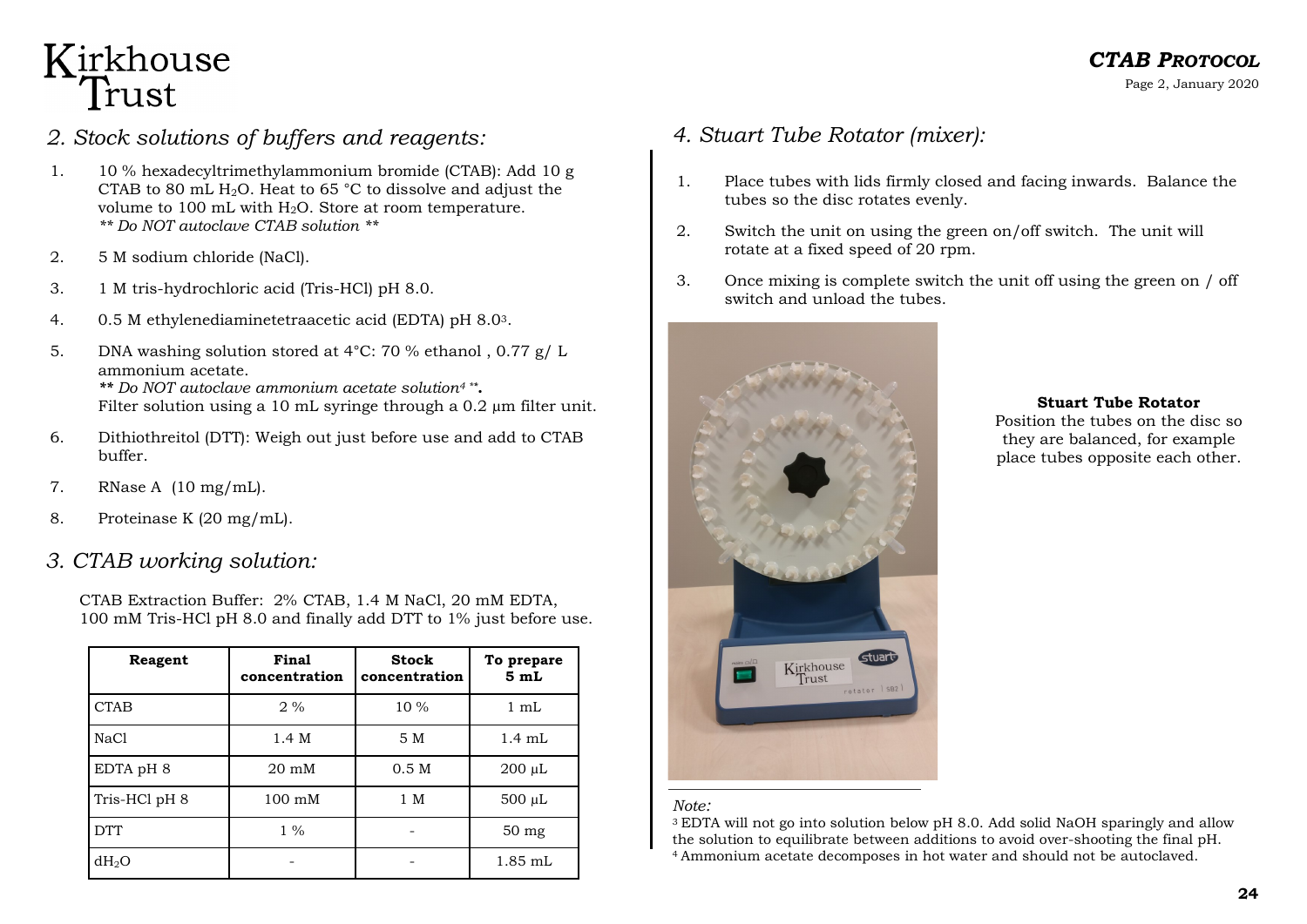## 2. Stock solutions of buffers and reagents:

1. 10 % hexadecyltrimethylammonium bromide (CTAB): Add 10 g CTAB to 80 mL $H_2O$. Heat to 65 °C to dissolve and adjust the volume to 100 mL with $H_2O$. Store at room temperature.
   *** Do NOT autoclave CTAB solution ***
2. 5 M sodium chloride (NaCl).
3. 1 M tris-hydrochloric acid (Tris-HCl) pH 8.0.
4. 0.5 M ethylenediaminetetraacetic acid (EDTA) pH 8.0[3].
5. DNA washing solution stored at 4°C: 70 % ethanol , 0.77 g/ L ammonium acetate.
   ***** Do NOT autoclave ammonium acetate solution[4] ******.*
   Filter solution using a 10 mL syringe through a 0.2 µm filter unit.
6. Dithiothreitol (DTT): Weigh out just before use and add to CTAB buffer.
7. RNase A (10 mg/mL).
8. Proteinase K (20 mg/mL).

## 3. CTAB working solution:

CTAB Extraction Buffer: 2% CTAB, 1.4 M NaCl, 20 mM EDTA, 100 mM Tris-HCl pH 8.0 and finally add DTT to 1% just before use.

| Reagent | Final concentration | Stock concentration | To prepare 5 mL |
|---|---|---|---|
| CTAB | 2 % | 10 % | 1 mL |
| NaCl | 1.4 M | 5 M | 1.4 mL |
| EDTA pH 8 | 20 mM | 0.5 M | 200 µL |
| Tris-HCl pH 8 | 100 mM | 1 M | 500 µL |
| DTT | 1 % | - | 50 mg |
| $dH_2O$ | - | - | 1.85 mL |

## 4. Stuart Tube Rotator (mixer):

1. Place tubes with lids firmly closed and facing inwards. Balance the tubes so the disc rotates evenly.
2. Switch the unit on using the green on/off switch. The unit will rotate at a fixed speed of 20 rpm.
3. Once mixing is complete switch the unit off using the green on / off switch and unload the tubes.

**Stuart Tube Rotator**
Position the tubes on the disc so they are balanced, for example place tubes opposite each other.

*Note:*

[3] EDTA will not go into solution below pH 8.0. Add solid NaOH sparingly and allow the solution to equilibrate between additions to avoid over-shooting the final pH.
[4] Ammonium acetate decomposes in hot water and should not be autoclaved.